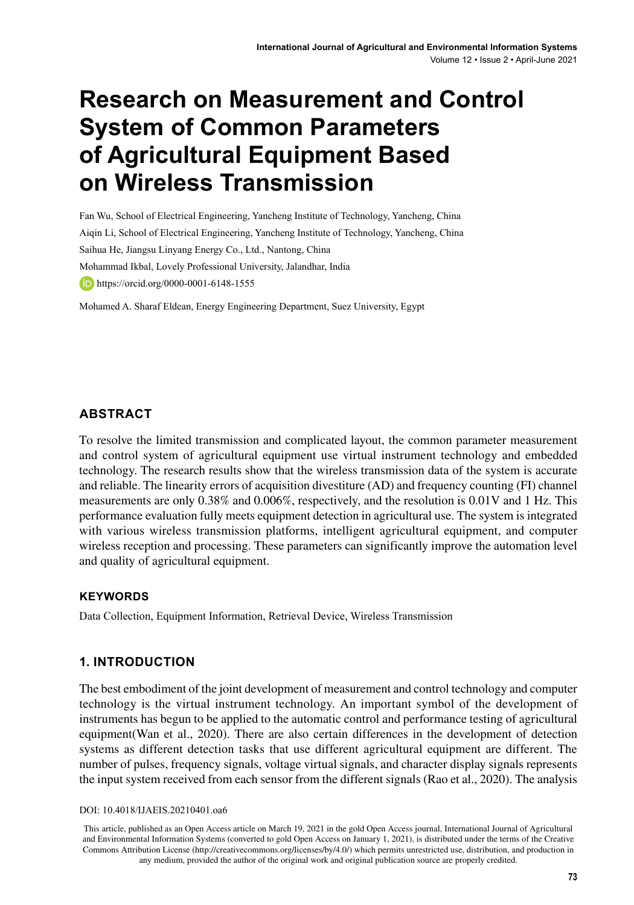# Research on Measurement and Control System of Common Parameters of Agricultural Equipment Based on Wireless Transmission

Fan Wu, School of Electrical Engineering, Yancheng Institute of Technology, Yancheng, China

Aiqin Li, School of Electrical Engineering, Yancheng Institute of Technology, Yancheng, China

Saihua He, Jiangsu Linyang Energy Co., Ltd., Nantong, China

Mohammad Ikbal, Lovely Professional University, Jalandhar, India

https://orcid.org/0000-0001-6148-1555

Mohamed A. Sharaf Eldean, Energy Engineering Department, Suez University, Egypt

## ABSTRACT

To resolve the limited transmission and complicated layout, the common parameter measurement and control system of agricultural equipment use virtual instrument technology and embedded technology. The research results show that the wireless transmission data of the system is accurate and reliable. The linearity errors of acquisition divestiture (AD) and frequency counting (FI) channel measurements are only 0.38% and 0.006%, respectively, and the resolution is 0.01V and 1 Hz. This performance evaluation fully meets equipment detection in agricultural use. The system is integrated with various wireless transmission platforms, intelligent agricultural equipment, and computer wireless reception and processing. These parameters can significantly improve the automation level and quality of agricultural equipment.

### KEYWORDS

Data Collection, Equipment Information, Retrieval Device, Wireless Transmission

## 1. INTRODUCTION

The best embodiment of the joint development of measurement and control technology and computer technology is the virtual instrument technology. An important symbol of the development of instruments has begun to be applied to the automatic control and performance testing of agricultural equipment(Wan et al., 2020). There are also certain differences in the development of detection systems as different detection tasks that use different agricultural equipment are different. The number of pulses, frequency signals, voltage virtual signals, and character display signals represents the input system received from each sensor from the different signals (Rao et al., 2020). The analysis

DOI: 10.4018/IJAEIS.20210401.oa6

This article, published as an Open Access article on March 19, 2021 in the gold Open Access journal, International Journal of Agricultural and Environmental Information Systems (converted to gold Open Access on January 1, 2021), is distributed under the terms of the Creative Commons Attribution License (http://creativecommons.org/licenses/by/4.0/) which permits unrestricted use, distribution, and production in any medium, provided the author of the original work and original publication source are properly credited.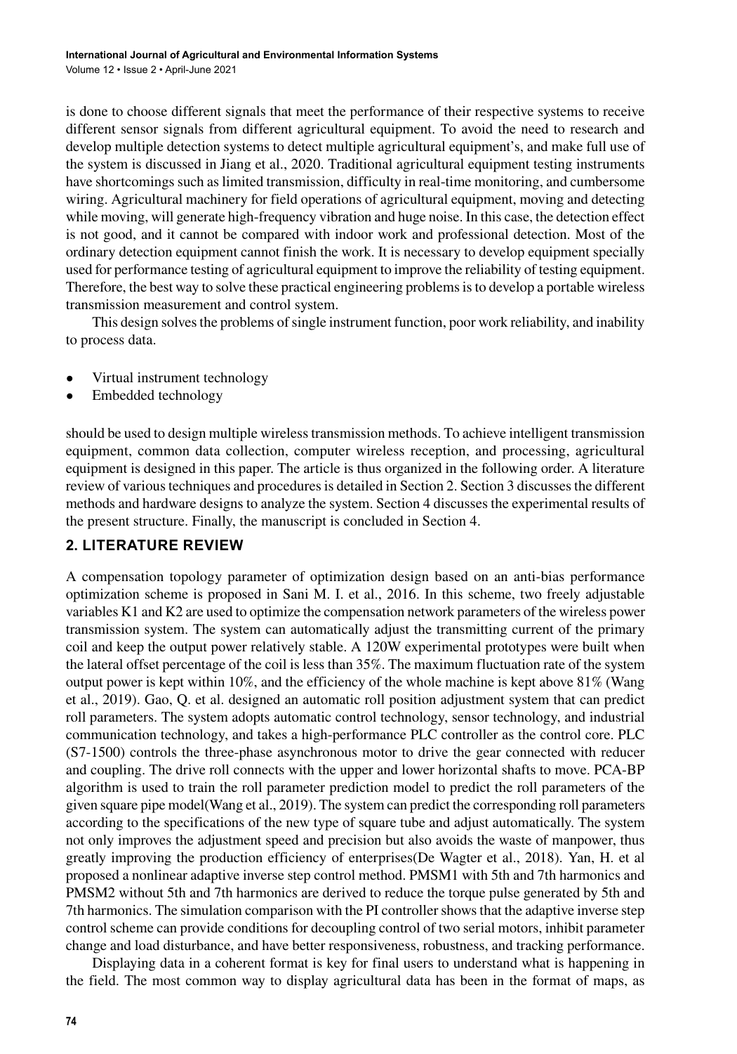is done to choose different signals that meet the performance of their respective systems to receive different sensor signals from different agricultural equipment. To avoid the need to research and develop multiple detection systems to detect multiple agricultural equipment's, and make full use of the system is discussed in Jiang et al., 2020. Traditional agricultural equipment testing instruments have shortcomings such as limited transmission, difficulty in real-time monitoring, and cumbersome wiring. Agricultural machinery for field operations of agricultural equipment, moving and detecting while moving, will generate high-frequency vibration and huge noise. In this case, the detection effect is not good, and it cannot be compared with indoor work and professional detection. Most of the ordinary detection equipment cannot finish the work. It is necessary to develop equipment specially used for performance testing of agricultural equipment to improve the reliability of testing equipment. Therefore, the best way to solve these practical engineering problems is to develop a portable wireless transmission measurement and control system.

This design solves the problems of single instrument function, poor work reliability, and inability to process data.

- Virtual instrument technology
- Embedded technology

should be used to design multiple wireless transmission methods. To achieve intelligent transmission equipment, common data collection, computer wireless reception, and processing, agricultural equipment is designed in this paper. The article is thus organized in the following order. A literature review of various techniques and procedures is detailed in Section 2. Section 3 discusses the different methods and hardware designs to analyze the system. Section 4 discusses the experimental results of the present structure. Finally, the manuscript is concluded in Section 4.

## 2. LITERATURE REVIEW

A compensation topology parameter of optimization design based on an anti-bias performance optimization scheme is proposed in Sani M. I. et al., 2016. In this scheme, two freely adjustable variables K1 and K2 are used to optimize the compensation network parameters of the wireless power transmission system. The system can automatically adjust the transmitting current of the primary coil and keep the output power relatively stable. A 120W experimental prototypes were built when the lateral offset percentage of the coil is less than 35%. The maximum fluctuation rate of the system output power is kept within 10%, and the efficiency of the whole machine is kept above 81% (Wang et al., 2019). Gao, Q. et al. designed an automatic roll position adjustment system that can predict roll parameters. The system adopts automatic control technology, sensor technology, and industrial communication technology, and takes a high-performance PLC controller as the control core. PLC (S7-1500) controls the three-phase asynchronous motor to drive the gear connected with reducer and coupling. The drive roll connects with the upper and lower horizontal shafts to move. PCA-BP algorithm is used to train the roll parameter prediction model to predict the roll parameters of the given square pipe model(Wang et al., 2019). The system can predict the corresponding roll parameters according to the specifications of the new type of square tube and adjust automatically. The system not only improves the adjustment speed and precision but also avoids the waste of manpower, thus greatly improving the production efficiency of enterprises(De Wagter et al., 2018). Yan, H. et al proposed a nonlinear adaptive inverse step control method. PMSM1 with 5th and 7th harmonics and PMSM2 without 5th and 7th harmonics are derived to reduce the torque pulse generated by 5th and 7th harmonics. The simulation comparison with the PI controller shows that the adaptive inverse step control scheme can provide conditions for decoupling control of two serial motors, inhibit parameter change and load disturbance, and have better responsiveness, robustness, and tracking performance.

Displaying data in a coherent format is key for final users to understand what is happening in the field. The most common way to display agricultural data has been in the format of maps, as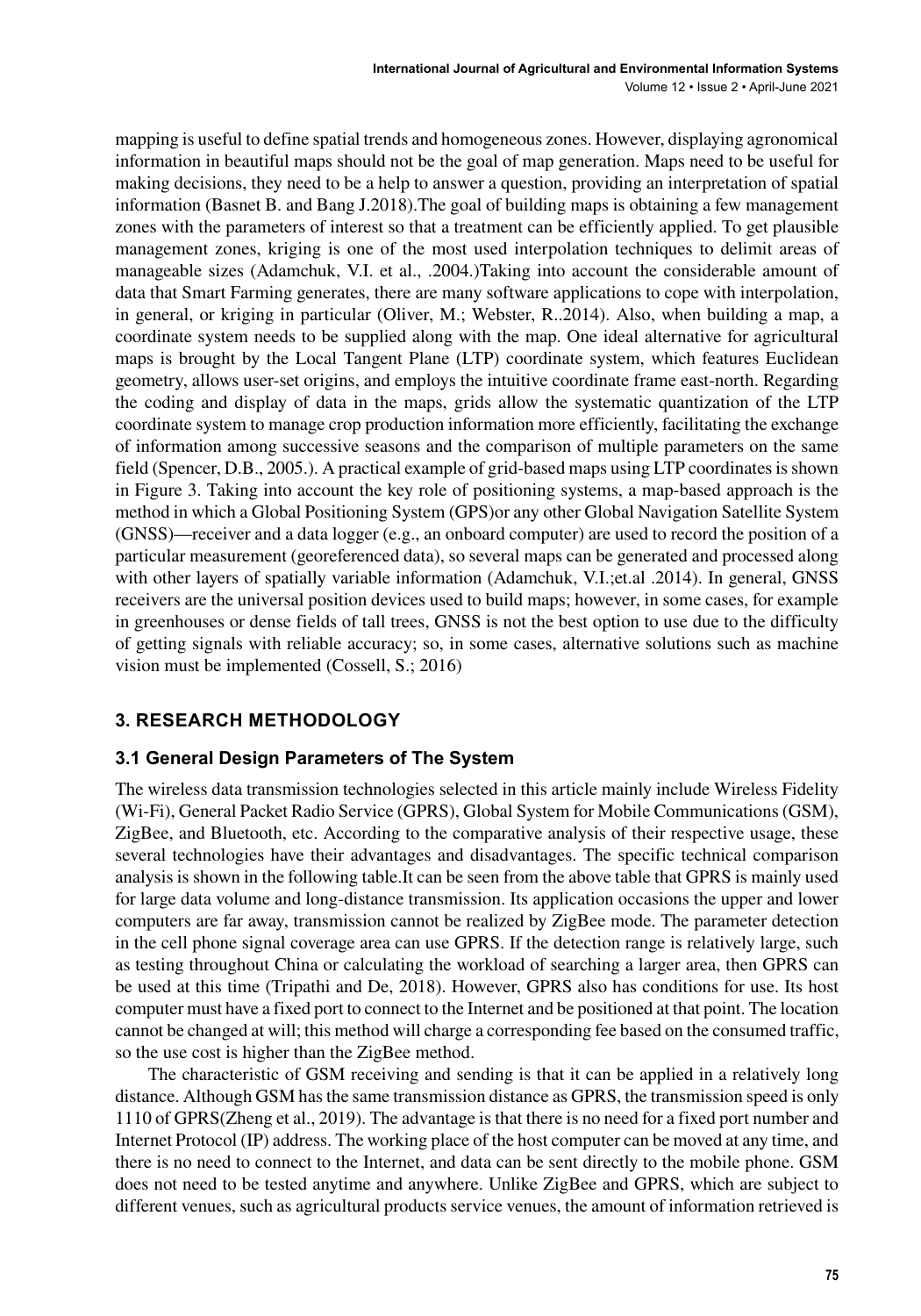mapping is useful to define spatial trends and homogeneous zones. However, displaying agronomical information in beautiful maps should not be the goal of map generation. Maps need to be useful for making decisions, they need to be a help to answer a question, providing an interpretation of spatial information (Basnet B. and Bang J.2018).The goal of building maps is obtaining a few management zones with the parameters of interest so that a treatment can be efficiently applied. To get plausible management zones, kriging is one of the most used interpolation techniques to delimit areas of manageable sizes (Adamchuk, V.I. et al., .2004.)Taking into account the considerable amount of data that Smart Farming generates, there are many software applications to cope with interpolation, in general, or kriging in particular (Oliver, M.; Webster, R..2014). Also, when building a map, a coordinate system needs to be supplied along with the map. One ideal alternative for agricultural maps is brought by the Local Tangent Plane (LTP) coordinate system, which features Euclidean geometry, allows user-set origins, and employs the intuitive coordinate frame east-north. Regarding the coding and display of data in the maps, grids allow the systematic quantization of the LTP coordinate system to manage crop production information more efficiently, facilitating the exchange of information among successive seasons and the comparison of multiple parameters on the same field (Spencer, D.B., 2005.). A practical example of grid-based maps using LTP coordinates is shown in Figure 3. Taking into account the key role of positioning systems, a map-based approach is the method in which a Global Positioning System (GPS)or any other Global Navigation Satellite System (GNSS)—receiver and a data logger (e.g., an onboard computer) are used to record the position of a particular measurement (georeferenced data), so several maps can be generated and processed along with other layers of spatially variable information (Adamchuk, V.I.;et.al .2014). In general, GNSS receivers are the universal position devices used to build maps; however, in some cases, for example in greenhouses or dense fields of tall trees, GNSS is not the best option to use due to the difficulty of getting signals with reliable accuracy; so, in some cases, alternative solutions such as machine vision must be implemented (Cossell, S.; 2016)

## 3. RESEARCH METHODOLOGY

### 3.1 General Design Parameters of The System

The wireless data transmission technologies selected in this article mainly include Wireless Fidelity (Wi-Fi), General Packet Radio Service (GPRS), Global System for Mobile Communications (GSM), ZigBee, and Bluetooth, etc. According to the comparative analysis of their respective usage, these several technologies have their advantages and disadvantages. The specific technical comparison analysis is shown in the following table.It can be seen from the above table that GPRS is mainly used for large data volume and long-distance transmission. Its application occasions the upper and lower computers are far away, transmission cannot be realized by ZigBee mode. The parameter detection in the cell phone signal coverage area can use GPRS. If the detection range is relatively large, such as testing throughout China or calculating the workload of searching a larger area, then GPRS can be used at this time (Tripathi and De, 2018). However, GPRS also has conditions for use. Its host computer must have a fixed port to connect to the Internet and be positioned at that point. The location cannot be changed at will; this method will charge a corresponding fee based on the consumed traffic, so the use cost is higher than the ZigBee method.

The characteristic of GSM receiving and sending is that it can be applied in a relatively long distance. Although GSM has the same transmission distance as GPRS, the transmission speed is only 1110 of GPRS(Zheng et al., 2019). The advantage is that there is no need for a fixed port number and Internet Protocol (IP) address. The working place of the host computer can be moved at any time, and there is no need to connect to the Internet, and data can be sent directly to the mobile phone. GSM does not need to be tested anytime and anywhere. Unlike ZigBee and GPRS, which are subject to different venues, such as agricultural products service venues, the amount of information retrieved is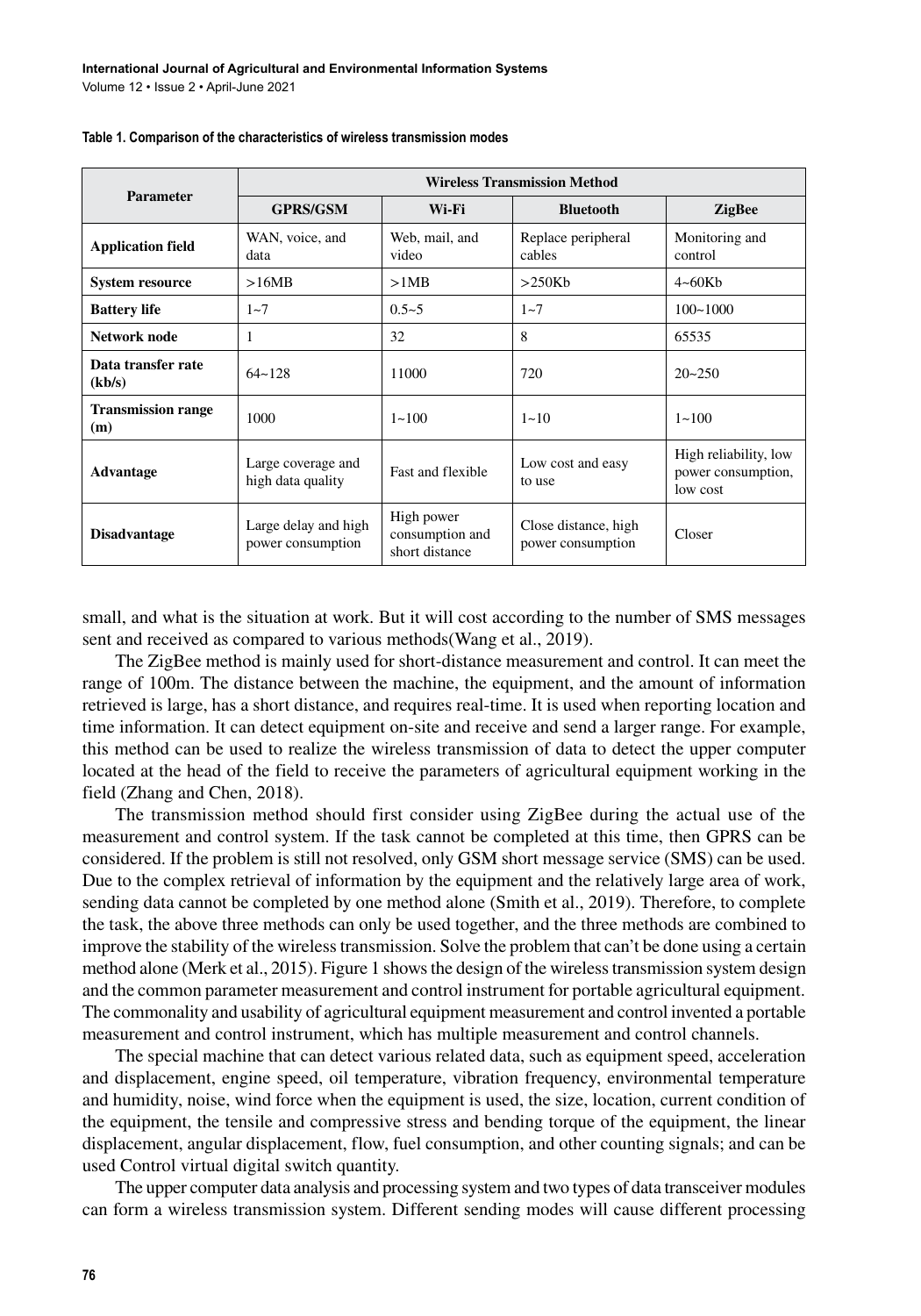**Table 1. Comparison of the characteristics of wireless transmission modes**

| Parameter | Wireless Transmission Method | | | |
|---|---|---|---|---|
| | GPRS/GSM | Wi-Fi | Bluetooth | ZigBee |
| **Application field** | WAN, voice, and data | Web, mail, and video | Replace peripheral cables | Monitoring and control |
| **System resource** | >16MB | >1MB | >250Kb | 4~60Kb |
| **Battery life** | 1~7 | 0.5~5 | 1~7 | 100~1000 |
| **Network node** | 1 | 32 | 8 | 65535 |
| **Data transfer rate (kb/s)** | 64~128 | 11000 | 720 | 20~250 |
| **Transmission range (m)** | 1000 | 1~100 | 1~10 | 1~100 |
| **Advantage** | Large coverage and high data quality | Fast and flexible | Low cost and easy to use | High reliability, low power consumption, low cost |
| **Disadvantage** | Large delay and high power consumption | High power consumption and short distance | Close distance, high power consumption | Closer |

small, and what is the situation at work. But it will cost according to the number of SMS messages sent and received as compared to various methods(Wang et al., 2019).

The ZigBee method is mainly used for short-distance measurement and control. It can meet the range of 100m. The distance between the machine, the equipment, and the amount of information retrieved is large, has a short distance, and requires real-time. It is used when reporting location and time information. It can detect equipment on-site and receive and send a larger range. For example, this method can be used to realize the wireless transmission of data to detect the upper computer located at the head of the field to receive the parameters of agricultural equipment working in the field (Zhang and Chen, 2018).

The transmission method should first consider using ZigBee during the actual use of the measurement and control system. If the task cannot be completed at this time, then GPRS can be considered. If the problem is still not resolved, only GSM short message service (SMS) can be used. Due to the complex retrieval of information by the equipment and the relatively large area of work, sending data cannot be completed by one method alone (Smith et al., 2019). Therefore, to complete the task, the above three methods can only be used together, and the three methods are combined to improve the stability of the wireless transmission. Solve the problem that can't be done using a certain method alone (Merk et al., 2015). Figure 1 shows the design of the wireless transmission system design and the common parameter measurement and control instrument for portable agricultural equipment. The commonality and usability of agricultural equipment measurement and control invented a portable measurement and control instrument, which has multiple measurement and control channels.

The special machine that can detect various related data, such as equipment speed, acceleration and displacement, engine speed, oil temperature, vibration frequency, environmental temperature and humidity, noise, wind force when the equipment is used, the size, location, current condition of the equipment, the tensile and compressive stress and bending torque of the equipment, the linear displacement, angular displacement, flow, fuel consumption, and other counting signals; and can be used Control virtual digital switch quantity.

The upper computer data analysis and processing system and two types of data transceiver modules can form a wireless transmission system. Different sending modes will cause different processing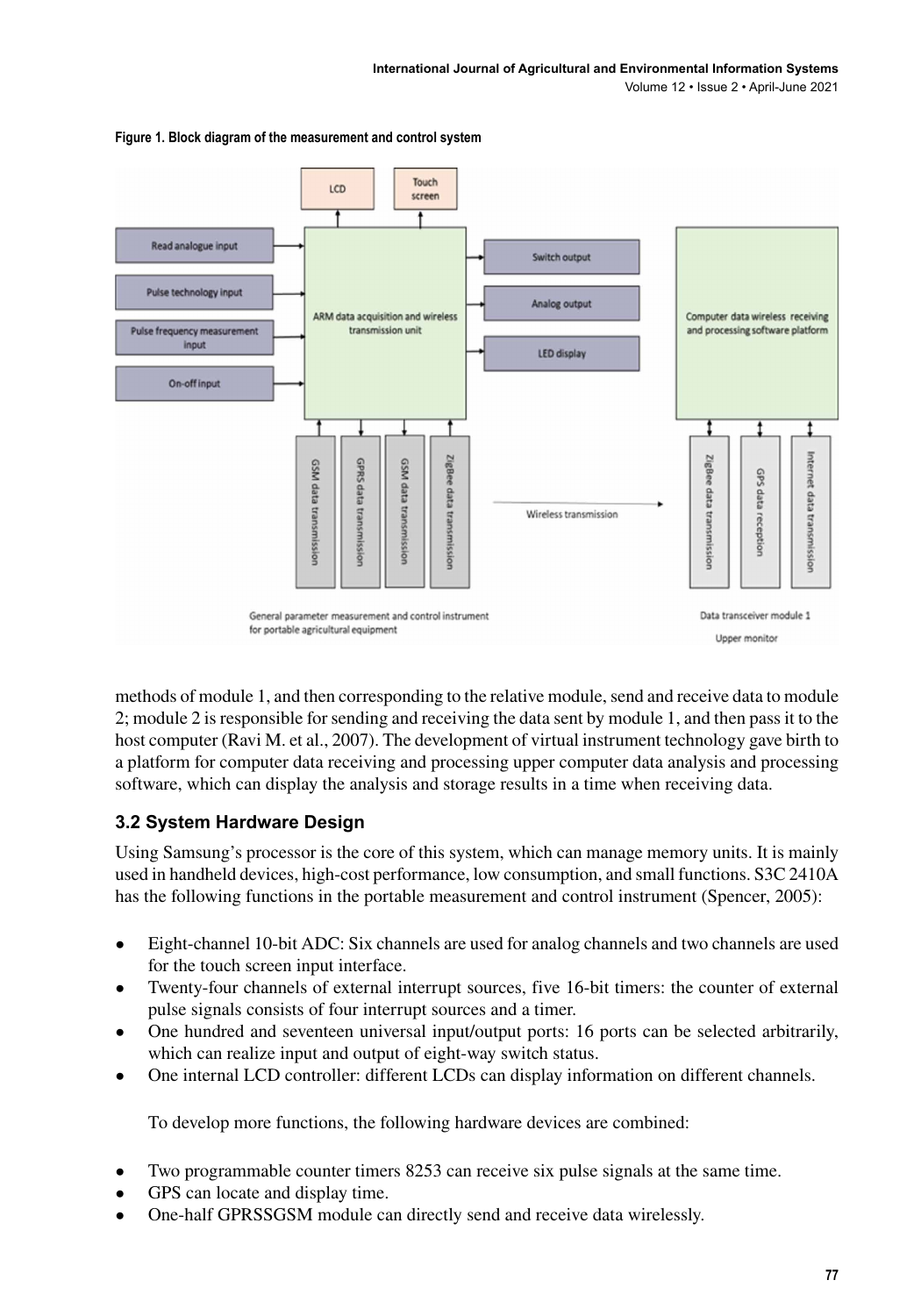Figure 1. Block diagram of the measurement and control system

methods of module 1, and then corresponding to the relative module, send and receive data to module 2; module 2 is responsible for sending and receiving the data sent by module 1, and then pass it to the host computer (Ravi M. et al., 2007). The development of virtual instrument technology gave birth to a platform for computer data receiving and processing upper computer data analysis and processing software, which can display the analysis and storage results in a time when receiving data.

### 3.2 System Hardware Design

Using Samsung's processor is the core of this system, which can manage memory units. It is mainly used in handheld devices, high-cost performance, low consumption, and small functions. S3C 2410A has the following functions in the portable measurement and control instrument (Spencer, 2005):

- Eight-channel 10-bit ADC: Six channels are used for analog channels and two channels are used for the touch screen input interface.
- Twenty-four channels of external interrupt sources, five 16-bit timers: the counter of external pulse signals consists of four interrupt sources and a timer.
- One hundred and seventeen universal input/output ports: 16 ports can be selected arbitrarily, which can realize input and output of eight-way switch status.
- One internal LCD controller: different LCDs can display information on different channels.

To develop more functions, the following hardware devices are combined:

- Two programmable counter timers 8253 can receive six pulse signals at the same time.
- GPS can locate and display time.
- One-half GPRSSGSM module can directly send and receive data wirelessly.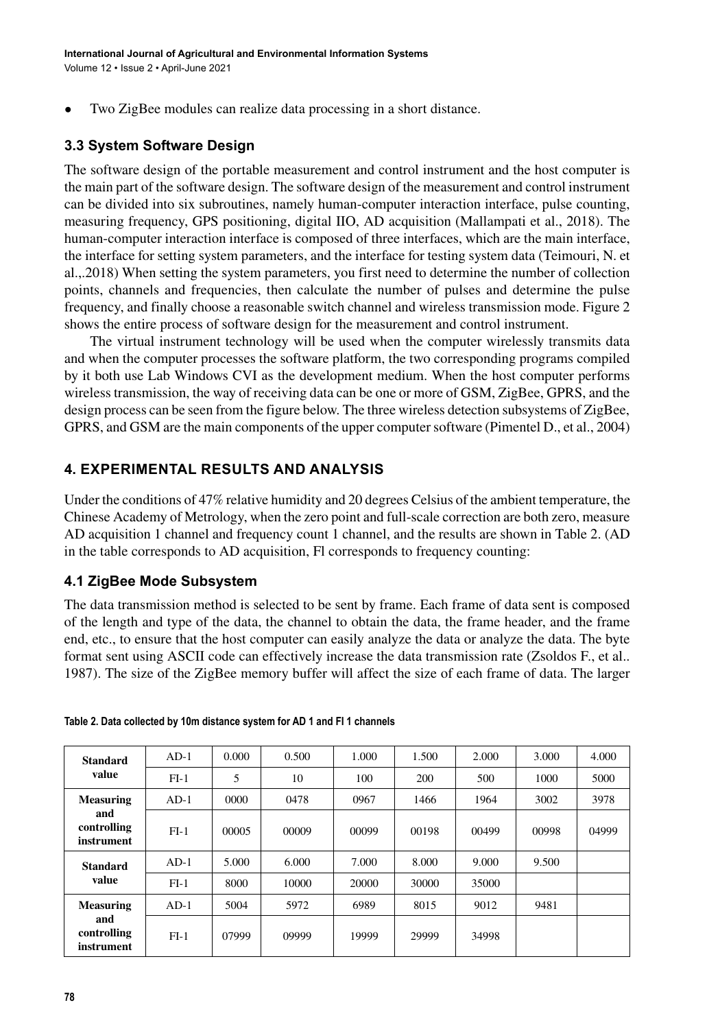- Two ZigBee modules can realize data processing in a short distance.

### 3.3 System Software Design

The software design of the portable measurement and control instrument and the host computer is the main part of the software design. The software design of the measurement and control instrument can be divided into six subroutines, namely human-computer interaction interface, pulse counting, measuring frequency, GPS positioning, digital IIO, AD acquisition (Mallampati et al., 2018). The human-computer interaction interface is composed of three interfaces, which are the main interface, the interface for setting system parameters, and the interface for testing system data (Teimouri, N. et al.,.2018) When setting the system parameters, you first need to determine the number of collection points, channels and frequencies, then calculate the number of pulses and determine the pulse frequency, and finally choose a reasonable switch channel and wireless transmission mode. Figure 2 shows the entire process of software design for the measurement and control instrument.

The virtual instrument technology will be used when the computer wirelessly transmits data and when the computer processes the software platform, the two corresponding programs compiled by it both use Lab Windows CVI as the development medium. When the host computer performs wireless transmission, the way of receiving data can be one or more of GSM, ZigBee, GPRS, and the design process can be seen from the figure below. The three wireless detection subsystems of ZigBee, GPRS, and GSM are the main components of the upper computer software (Pimentel D., et al., 2004)

## 4. EXPERIMENTAL RESULTS AND ANALYSIS

Under the conditions of 47% relative humidity and 20 degrees Celsius of the ambient temperature, the Chinese Academy of Metrology, when the zero point and full-scale correction are both zero, measure AD acquisition 1 channel and frequency count 1 channel, and the results are shown in Table 2. (AD in the table corresponds to AD acquisition, Fl corresponds to frequency counting:

### 4.1 ZigBee Mode Subsystem

The data transmission method is selected to be sent by frame. Each frame of data sent is composed of the length and type of the data, the channel to obtain the data, the frame header, and the frame end, etc., to ensure that the host computer can easily analyze the data or analyze the data. The byte format sent using ASCII code can effectively increase the data transmission rate (Zsoldos F., et al.. 1987). The size of the ZigBee memory buffer will affect the size of each frame of data. The larger

**Table 2. Data collected by 10m distance system for AD 1 and FI 1 channels**

| | | | | | | | | |
|---|---|---|---|---|---|---|---|---|
| **Standard value** | AD-1 | 0.000 | 0.500 | 1.000 | 1.500 | 2.000 | 3.000 | 4.000 |
| | FI-1 | 5 | 10 | 100 | 200 | 500 | 1000 | 5000 |
| **Measuring and controlling instrument** | AD-1 | 0000 | 0478 | 0967 | 1466 | 1964 | 3002 | 3978 |
| | FI-1 | 00005 | 00009 | 00099 | 00198 | 00499 | 00998 | 04999 |
| **Standard value** | AD-1 | 5.000 | 6.000 | 7.000 | 8.000 | 9.000 | 9.500 | |
| | FI-1 | 8000 | 10000 | 20000 | 30000 | 35000 | | |
| **Measuring and controlling instrument** | AD-1 | 5004 | 5972 | 6989 | 8015 | 9012 | 9481 | |
| | FI-1 | 07999 | 09999 | 19999 | 29999 | 34998 | | |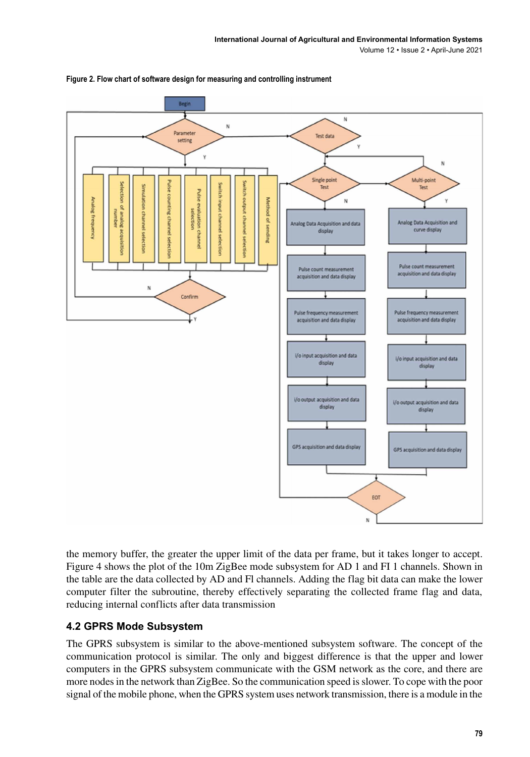**Figure 2. Flow chart of software design for measuring and controlling instrument**

the memory buffer, the greater the upper limit of the data per frame, but it takes longer to accept. Figure 4 shows the plot of the 10m ZigBee mode subsystem for AD 1 and FI 1 channels. Shown in the table are the data collected by AD and Fl channels. Adding the flag bit data can make the lower computer filter the subroutine, thereby effectively separating the collected frame flag and data, reducing internal conflicts after data transmission

## 4.2 GPRS Mode Subsystem

The GPRS subsystem is similar to the above-mentioned subsystem software. The concept of the communication protocol is similar. The only and biggest difference is that the upper and lower computers in the GPRS subsystem communicate with the GSM network as the core, and there are more nodes in the network than ZigBee. So the communication speed is slower. To cope with the poor signal of the mobile phone, when the GPRS system uses network transmission, there is a module in the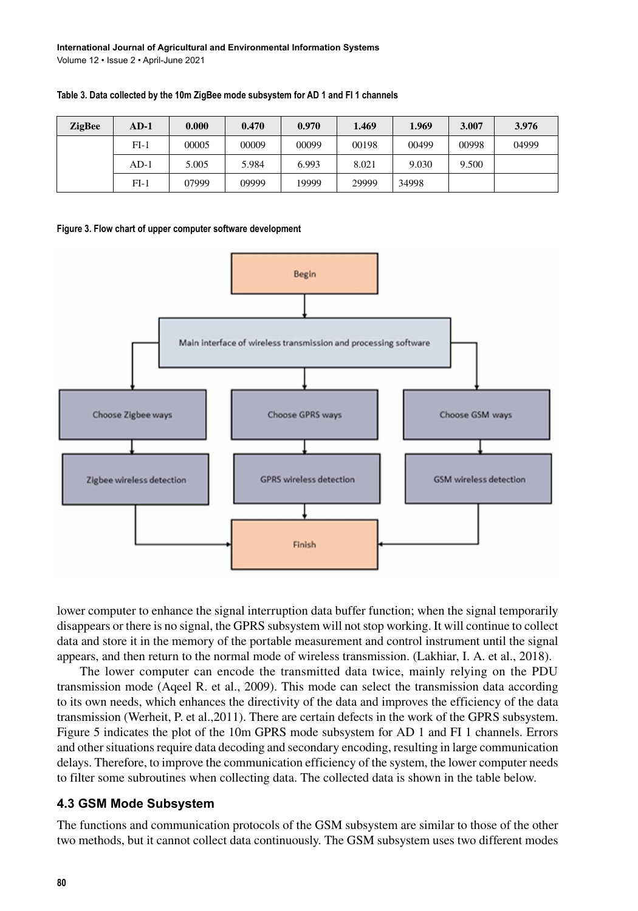**Table 3. Data collected by the 10m ZigBee mode subsystem for AD 1 and FI 1 channels**

| ZigBee | AD-1 | 0.000 | 0.470 | 0.970 | 1.469 | 1.969 | 3.007 | 3.976 |
|---|---|---|---|---|---|---|---|---|
| | FI-1 | 00005 | 00009 | 00099 | 00198 | 00499 | 00998 | 04999 |
| | AD-1 | 5.005 | 5.984 | 6.993 | 8.021 | 9.030 | 9.500 | |
| | FI-1 | 07999 | 09999 | 19999 | 29999 | 34998 | | |

**Figure 3. Flow chart of upper computer software development**

lower computer to enhance the signal interruption data buffer function; when the signal temporarily disappears or there is no signal, the GPRS subsystem will not stop working. It will continue to collect data and store it in the memory of the portable measurement and control instrument until the signal appears, and then return to the normal mode of wireless transmission. (Lakhiar, I. A. et al., 2018).

The lower computer can encode the transmitted data twice, mainly relying on the PDU transmission mode (Aqeel R. et al., 2009). This mode can select the transmission data according to its own needs, which enhances the directivity of the data and improves the efficiency of the data transmission (Werheit, P. et al.,2011). There are certain defects in the work of the GPRS subsystem. Figure 5 indicates the plot of the 10m GPRS mode subsystem for AD 1 and FI 1 channels. Errors and other situations require data decoding and secondary encoding, resulting in large communication delays. Therefore, to improve the communication efficiency of the system, the lower computer needs to filter some subroutines when collecting data. The collected data is shown in the table below.

### 4.3 GSM Mode Subsystem

The functions and communication protocols of the GSM subsystem are similar to those of the other two methods, but it cannot collect data continuously. The GSM subsystem uses two different modes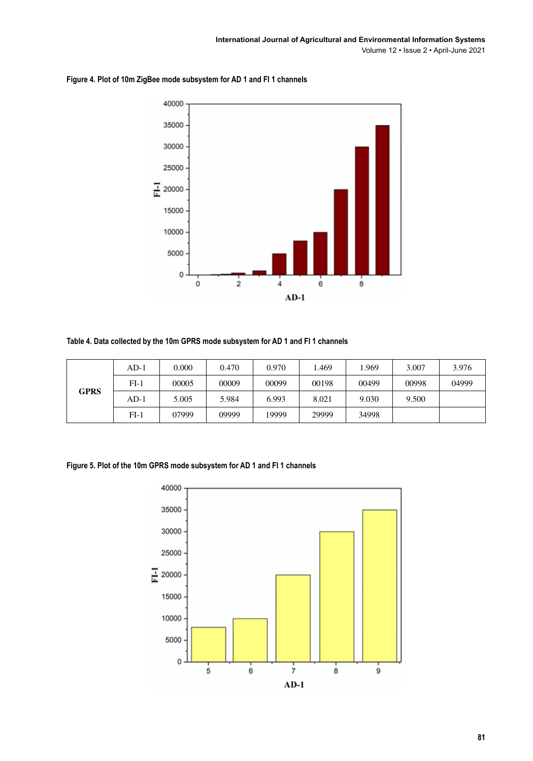Figure 4. Plot of 10m ZigBee mode subsystem for AD 1 and FI 1 channels

Table 4. Data collected by the 10m GPRS mode subsystem for AD 1 and FI 1 channels

| | | | | | | | | |
|---|---|---|---|---|---|---|---|---|
| GPRS | AD-1 | 0.000 | 0.470 | 0.970 | 1.469 | 1.969 | 3.007 | 3.976 |
| | FI-1 | 00005 | 00009 | 00099 | 00198 | 00499 | 00998 | 04999 |
| | AD-1 | 5.005 | 5.984 | 6.993 | 8.021 | 9.030 | 9.500 | |
| | FI-1 | 07999 | 09999 | 19999 | 29999 | 34998 | | |

Figure 5. Plot of the 10m GPRS mode subsystem for AD 1 and FI 1 channels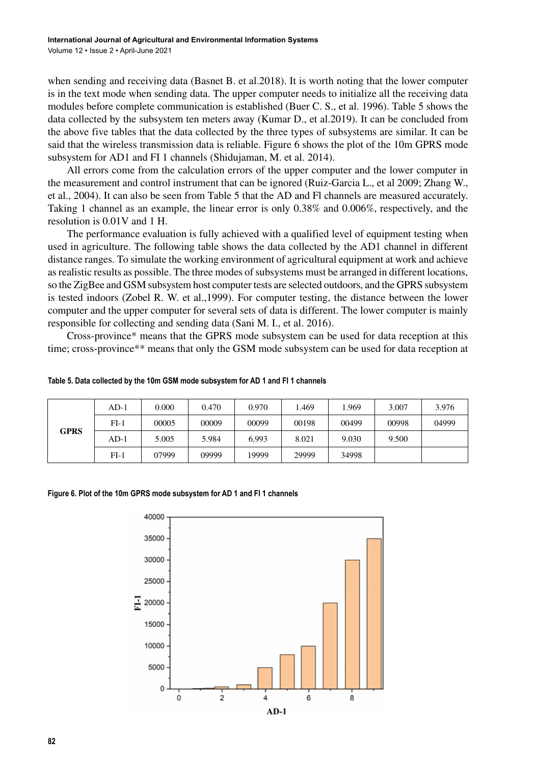when sending and receiving data (Basnet B. et al.2018). It is worth noting that the lower computer is in the text mode when sending data. The upper computer needs to initialize all the receiving data modules before complete communication is established (Buer C. S., et al. 1996). Table 5 shows the data collected by the subsystem ten meters away (Kumar D., et al.2019). It can be concluded from the above five tables that the data collected by the three types of subsystems are similar. It can be said that the wireless transmission data is reliable. Figure 6 shows the plot of the 10m GPRS mode subsystem for AD1 and FI 1 channels (Shidujaman, M. et al. 2014).

All errors come from the calculation errors of the upper computer and the lower computer in the measurement and control instrument that can be ignored (Ruiz-Garcia L., et al 2009; Zhang W., et al., 2004). It can also be seen from Table 5 that the AD and Fl channels are measured accurately. Taking 1 channel as an example, the linear error is only 0.38% and 0.006%, respectively, and the resolution is 0.01V and 1 H.

The performance evaluation is fully achieved with a qualified level of equipment testing when used in agriculture. The following table shows the data collected by the AD1 channel in different distance ranges. To simulate the working environment of agricultural equipment at work and achieve as realistic results as possible. The three modes of subsystems must be arranged in different locations, so the ZigBee and GSM subsystem host computer tests are selected outdoors, and the GPRS subsystem is tested indoors (Zobel R. W. et al.,1999). For computer testing, the distance between the lower computer and the upper computer for several sets of data is different. The lower computer is mainly responsible for collecting and sending data (Sani M. I., et al. 2016).

Cross-province* means that the GPRS mode subsystem can be used for data reception at this time; cross-province** means that only the GSM mode subsystem can be used for data reception at

**Table 5. Data collected by the 10m GSM mode subsystem for AD 1 and FI 1 channels**

| | | | | | | | | |
|---|---|---|---|---|---|---|---|---|
| **GPRS** | AD-1 | 0.000 | 0.470 | 0.970 | 1.469 | 1.969 | 3.007 | 3.976 |
| | FI-1 | 00005 | 00009 | 00099 | 00198 | 00499 | 00998 | 04999 |
| | AD-1 | 5.005 | 5.984 | 6.993 | 8.021 | 9.030 | 9.500 | |
| | FI-1 | 07999 | 09999 | 19999 | 29999 | 34998 | | |

**Figure 6. Plot of the 10m GPRS mode subsystem for AD 1 and FI 1 channels**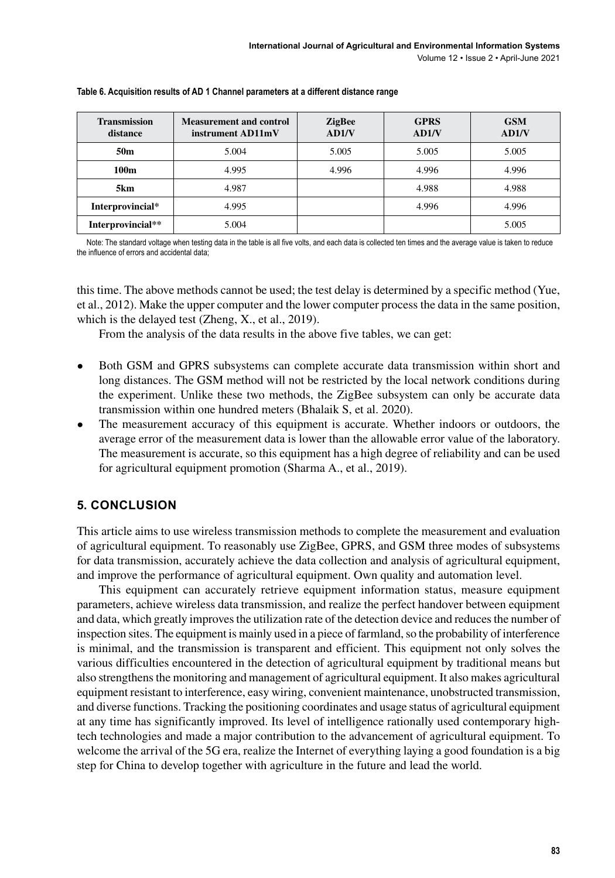Table 6. Acquisition results of AD 1 Channel parameters at a different distance range

| Transmission distance | Measurement and control instrument AD11mV | ZigBee AD1/V | GPRS AD1/V | GSM AD1/V |
|---|---|---|---|---|
| 50m | 5.004 | 5.005 | 5.005 | 5.005 |
| 100m | 4.995 | 4.996 | 4.996 | 4.996 |
| 5km | 4.987 | | 4.988 | 4.988 |
| Interprovincial* | 4.995 | | 4.996 | 4.996 |
| Interprovincial** | 5.004 | | | 5.005 |

Note: The standard voltage when testing data in the table is all five volts, and each data is collected ten times and the average value is taken to reduce the influence of errors and accidental data;

this time. The above methods cannot be used; the test delay is determined by a specific method (Yue, et al., 2012). Make the upper computer and the lower computer process the data in the same position, which is the delayed test (Zheng, X., et al., 2019).

From the analysis of the data results in the above five tables, we can get:

- Both GSM and GPRS subsystems can complete accurate data transmission within short and long distances. The GSM method will not be restricted by the local network conditions during the experiment. Unlike these two methods, the ZigBee subsystem can only be accurate data transmission within one hundred meters (Bhalaik S, et al. 2020).
- The measurement accuracy of this equipment is accurate. Whether indoors or outdoors, the average error of the measurement data is lower than the allowable error value of the laboratory. The measurement is accurate, so this equipment has a high degree of reliability and can be used for agricultural equipment promotion (Sharma A., et al., 2019).

## 5. CONCLUSION

This article aims to use wireless transmission methods to complete the measurement and evaluation of agricultural equipment. To reasonably use ZigBee, GPRS, and GSM three modes of subsystems for data transmission, accurately achieve the data collection and analysis of agricultural equipment, and improve the performance of agricultural equipment. Own quality and automation level.

This equipment can accurately retrieve equipment information status, measure equipment parameters, achieve wireless data transmission, and realize the perfect handover between equipment and data, which greatly improves the utilization rate of the detection device and reduces the number of inspection sites. The equipment is mainly used in a piece of farmland, so the probability of interference is minimal, and the transmission is transparent and efficient. This equipment not only solves the various difficulties encountered in the detection of agricultural equipment by traditional means but also strengthens the monitoring and management of agricultural equipment. It also makes agricultural equipment resistant to interference, easy wiring, convenient maintenance, unobstructed transmission, and diverse functions. Tracking the positioning coordinates and usage status of agricultural equipment at any time has significantly improved. Its level of intelligence rationally used contemporary high-tech technologies and made a major contribution to the advancement of agricultural equipment. To welcome the arrival of the 5G era, realize the Internet of everything laying a good foundation is a big step for China to develop together with agriculture in the future and lead the world.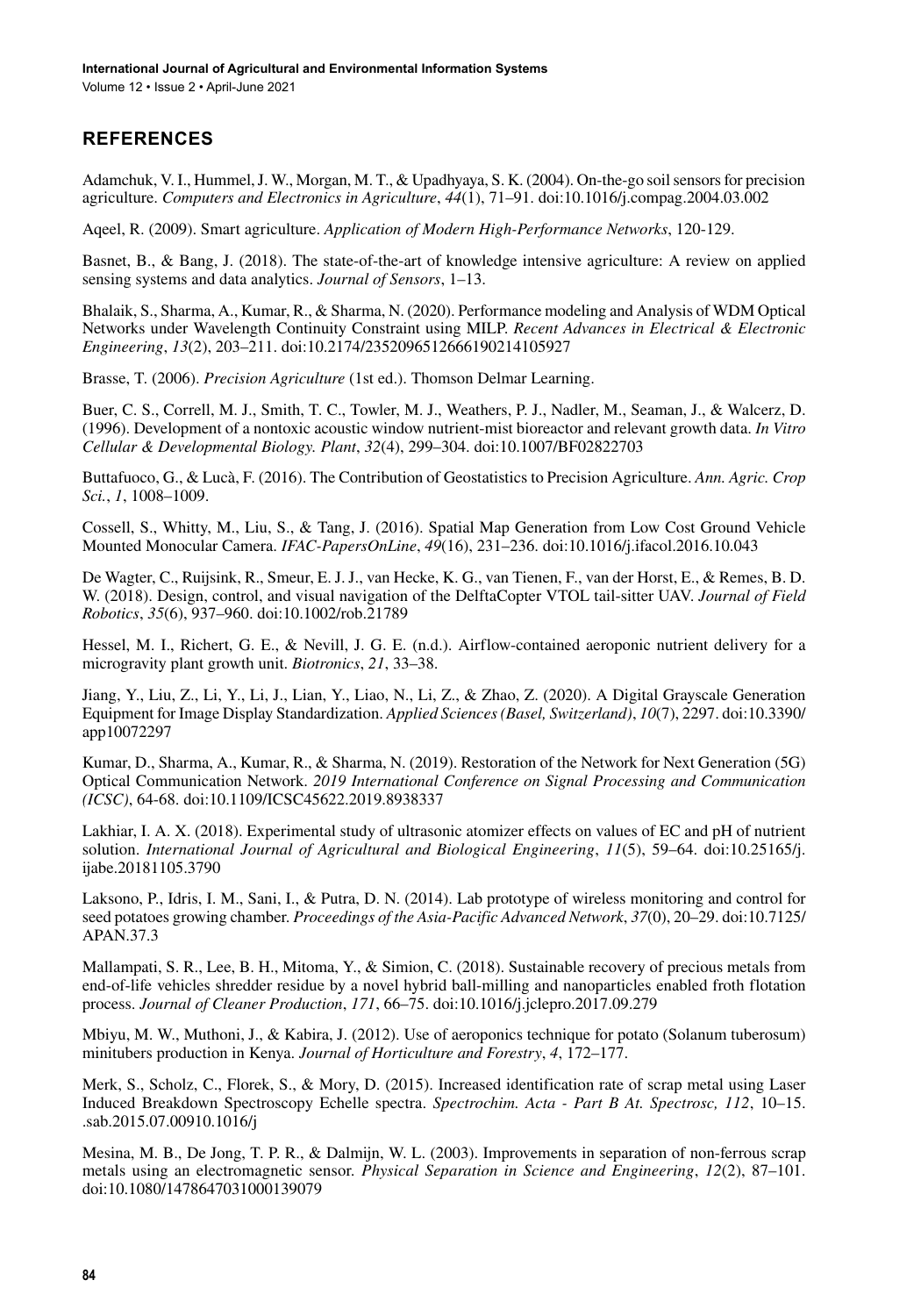## REFERENCES

Adamchuk, V. I., Hummel, J. W., Morgan, M. T., & Upadhyaya, S. K. (2004). On-the-go soil sensors for precision agriculture. *Computers and Electronics in Agriculture*, *44*(1), 71–91. doi:10.1016/j.compag.2004.03.002

Aqeel, R. (2009). Smart agriculture. *Application of Modern High-Performance Networks*, 120-129.

Basnet, B., & Bang, J. (2018). The state-of-the-art of knowledge intensive agriculture: A review on applied sensing systems and data analytics. *Journal of Sensors*, 1–13.

Bhalaik, S., Sharma, A., Kumar, R., & Sharma, N. (2020). Performance modeling and Analysis of WDM Optical Networks under Wavelength Continuity Constraint using MILP. *Recent Advances in Electrical & Electronic Engineering*, *13*(2), 203–211. doi:10.2174/2352096512666190214105927

Brasse, T. (2006). *Precision Agriculture* (1st ed.). Thomson Delmar Learning.

Buer, C. S., Correll, M. J., Smith, T. C., Towler, M. J., Weathers, P. J., Nadler, M., Seaman, J., & Walcerz, D. (1996). Development of a nontoxic acoustic window nutrient-mist bioreactor and relevant growth data. *In Vitro Cellular & Developmental Biology. Plant*, *32*(4), 299–304. doi:10.1007/BF02822703

Buttafuoco, G., & Lucà, F. (2016). The Contribution of Geostatistics to Precision Agriculture. *Ann. Agric. Crop Sci.*, *1*, 1008–1009.

Cossell, S., Whitty, M., Liu, S., & Tang, J. (2016). Spatial Map Generation from Low Cost Ground Vehicle Mounted Monocular Camera. *IFAC-PapersOnLine*, *49*(16), 231–236. doi:10.1016/j.ifacol.2016.10.043

De Wagter, C., Ruijsink, R., Smeur, E. J. J., van Hecke, K. G., van Tienen, F., van der Horst, E., & Remes, B. D. W. (2018). Design, control, and visual navigation of the DelftaCopter VTOL tail-sitter UAV. *Journal of Field Robotics*, *35*(6), 937–960. doi:10.1002/rob.21789

Hessel, M. I., Richert, G. E., & Nevill, J. G. E. (n.d.). Airflow-contained aeroponic nutrient delivery for a microgravity plant growth unit. *Biotronics*, *21*, 33–38.

Jiang, Y., Liu, Z., Li, Y., Li, J., Lian, Y., Liao, N., Li, Z., & Zhao, Z. (2020). A Digital Grayscale Generation Equipment for Image Display Standardization. *Applied Sciences (Basel, Switzerland)*, *10*(7), 2297. doi:10.3390/app10072297

Kumar, D., Sharma, A., Kumar, R., & Sharma, N. (2019). Restoration of the Network for Next Generation (5G) Optical Communication Network. *2019 International Conference on Signal Processing and Communication (ICSC)*, 64-68. doi:10.1109/ICSC45622.2019.8938337

Lakhiar, I. A. X. (2018). Experimental study of ultrasonic atomizer effects on values of EC and pH of nutrient solution. *International Journal of Agricultural and Biological Engineering*, *11*(5), 59–64. doi:10.25165/j.ijabe.20181105.3790

Laksono, P., Idris, I. M., Sani, I., & Putra, D. N. (2014). Lab prototype of wireless monitoring and control for seed potatoes growing chamber. *Proceedings of the Asia-Pacific Advanced Network*, *37*(0), 20–29. doi:10.7125/APAN.37.3

Mallampati, S. R., Lee, B. H., Mitoma, Y., & Simion, C. (2018). Sustainable recovery of precious metals from end-of-life vehicles shredder residue by a novel hybrid ball-milling and nanoparticles enabled froth flotation process. *Journal of Cleaner Production*, *171*, 66–75. doi:10.1016/j.jclepro.2017.09.279

Mbiyu, M. W., Muthoni, J., & Kabira, J. (2012). Use of aeroponics technique for potato (Solanum tuberosum) minitubers production in Kenya. *Journal of Horticulture and Forestry*, *4*, 172–177.

Merk, S., Scholz, C., Florek, S., & Mory, D. (2015). Increased identification rate of scrap metal using Laser Induced Breakdown Spectroscopy Echelle spectra. *Spectrochim. Acta - Part B At. Spectrosc, 112*, 10–15. .sab.2015.07.00910.1016/j

Mesina, M. B., De Jong, T. P. R., & Dalmijn, W. L. (2003). Improvements in separation of non-ferrous scrap metals using an electromagnetic sensor. *Physical Separation in Science and Engineering*, *12*(2), 87–101. doi:10.1080/1478647031000139079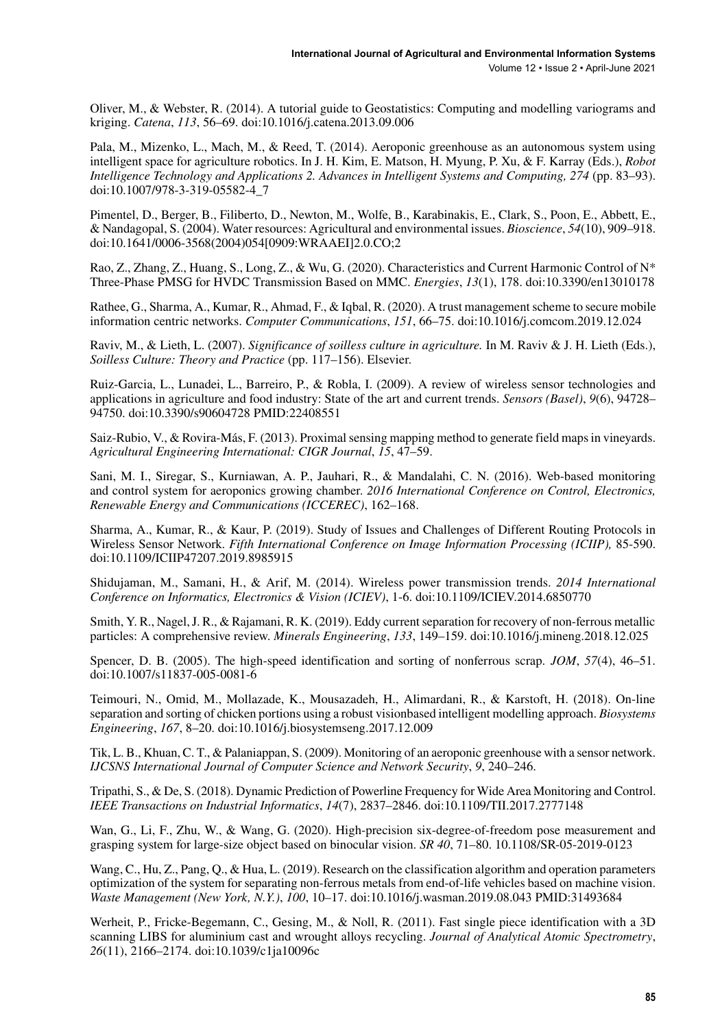Oliver, M., & Webster, R. (2014). A tutorial guide to Geostatistics: Computing and modelling variograms and kriging. *Catena*, *113*, 56–69. doi:10.1016/j.catena.2013.09.006

Pala, M., Mizenko, L., Mach, M., & Reed, T. (2014). Aeroponic greenhouse as an autonomous system using intelligent space for agriculture robotics. In J. H. Kim, E. Matson, H. Myung, P. Xu, & F. Karray (Eds.), *Robot Intelligence Technology and Applications 2. Advances in Intelligent Systems and Computing, 274* (pp. 83–93). doi:10.1007/978-3-319-05582-4_7

Pimentel, D., Berger, B., Filiberto, D., Newton, M., Wolfe, B., Karabinakis, E., Clark, S., Poon, E., Abbett, E., & Nandagopal, S. (2004). Water resources: Agricultural and environmental issues. *Bioscience*, *54*(10), 909–918. doi:10.1641/0006-3568(2004)054[0909:WRAAEI]2.0.CO;2

Rao, Z., Zhang, Z., Huang, S., Long, Z., & Wu, G. (2020). Characteristics and Current Harmonic Control of N* Three-Phase PMSG for HVDC Transmission Based on MMC. *Energies*, *13*(1), 178. doi:10.3390/en13010178

Rathee, G., Sharma, A., Kumar, R., Ahmad, F., & Iqbal, R. (2020). A trust management scheme to secure mobile information centric networks. *Computer Communications*, *151*, 66–75. doi:10.1016/j.comcom.2019.12.024

Raviv, M., & Lieth, L. (2007). *Significance of soilless culture in agriculture.* In M. Raviv & J. H. Lieth (Eds.), *Soilless Culture: Theory and Practice* (pp. 117–156). Elsevier.

Ruiz-Garcia, L., Lunadei, L., Barreiro, P., & Robla, I. (2009). A review of wireless sensor technologies and applications in agriculture and food industry: State of the art and current trends. *Sensors (Basel)*, *9*(6), 94728–94750. doi:10.3390/s90604728 PMID:22408551

Saiz-Rubio, V., & Rovira-Más, F. (2013). Proximal sensing mapping method to generate field maps in vineyards. *Agricultural Engineering International: CIGR Journal*, *15*, 47–59.

Sani, M. I., Siregar, S., Kurniawan, A. P., Jauhari, R., & Mandalahi, C. N. (2016). Web-based monitoring and control system for aeroponics growing chamber. *2016 International Conference on Control, Electronics, Renewable Energy and Communications (ICCEREC)*, 162–168.

Sharma, A., Kumar, R., & Kaur, P. (2019). Study of Issues and Challenges of Different Routing Protocols in Wireless Sensor Network. *Fifth International Conference on Image Information Processing (ICIIP),* 85-590. doi:10.1109/ICIIP47207.2019.8985915

Shidujaman, M., Samani, H., & Arif, M. (2014). Wireless power transmission trends. *2014 International Conference on Informatics, Electronics & Vision (ICIEV)*, 1-6. doi:10.1109/ICIEV.2014.6850770

Smith, Y. R., Nagel, J. R., & Rajamani, R. K. (2019). Eddy current separation for recovery of non-ferrous metallic particles: A comprehensive review. *Minerals Engineering*, *133*, 149–159. doi:10.1016/j.mineng.2018.12.025

Spencer, D. B. (2005). The high-speed identification and sorting of nonferrous scrap. *JOM*, *57*(4), 46–51. doi:10.1007/s11837-005-0081-6

Teimouri, N., Omid, M., Mollazade, K., Mousazadeh, H., Alimardani, R., & Karstoft, H. (2018). On-line separation and sorting of chicken portions using a robust visionbased intelligent modelling approach. *Biosystems Engineering*, *167*, 8–20. doi:10.1016/j.biosystemseng.2017.12.009

Tik, L. B., Khuan, C. T., & Palaniappan, S. (2009). Monitoring of an aeroponic greenhouse with a sensor network. *IJCSNS International Journal of Computer Science and Network Security*, *9*, 240–246.

Tripathi, S., & De, S. (2018). Dynamic Prediction of Powerline Frequency for Wide Area Monitoring and Control. *IEEE Transactions on Industrial Informatics*, *14*(7), 2837–2846. doi:10.1109/TII.2017.2777148

Wan, G., Li, F., Zhu, W., & Wang, G. (2020). High-precision six-degree-of-freedom pose measurement and grasping system for large-size object based on binocular vision. *SR 40*, 71–80. 10.1108/SR-05-2019-0123

Wang, C., Hu, Z., Pang, Q., & Hua, L. (2019). Research on the classification algorithm and operation parameters optimization of the system for separating non-ferrous metals from end-of-life vehicles based on machine vision. *Waste Management (New York, N.Y.)*, *100*, 10–17. doi:10.1016/j.wasman.2019.08.043 PMID:31493684

Werheit, P., Fricke-Begemann, C., Gesing, M., & Noll, R. (2011). Fast single piece identification with a 3D scanning LIBS for aluminium cast and wrought alloys recycling. *Journal of Analytical Atomic Spectrometry*, *26*(11), 2166–2174. doi:10.1039/c1ja10096c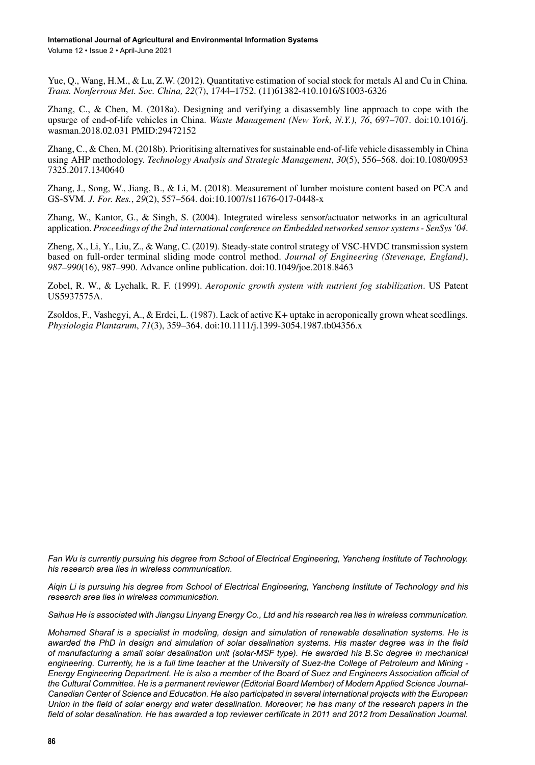Yue, Q., Wang, H.M., & Lu, Z.W. (2012). Quantitative estimation of social stock for metals Al and Cu in China. *Trans. Nonferrous Met. Soc. China, 22*(7), 1744–1752. (11)61382-410.1016/S1003-6326

Zhang, C., & Chen, M. (2018a). Designing and verifying a disassembly line approach to cope with the upsurge of end-of-life vehicles in China. *Waste Management (New York, N.Y.)*, *76*, 697–707. doi:10.1016/j.wasman.2018.02.031 PMID:29472152

Zhang, C., & Chen, M. (2018b). Prioritising alternatives for sustainable end-of-life vehicle disassembly in China using AHP methodology. *Technology Analysis and Strategic Management*, *30*(5), 556–568. doi:10.1080/09537325.2017.1340640

Zhang, J., Song, W., Jiang, B., & Li, M. (2018). Measurement of lumber moisture content based on PCA and GS-SVM. *J. For. Res.*, *29*(2), 557–564. doi:10.1007/s11676-017-0448-x

Zhang, W., Kantor, G., & Singh, S. (2004). Integrated wireless sensor/actuator networks in an agricultural application. *Proceedings of the 2nd international conference on Embedded networked sensor systems - SenSys '04*.

Zheng, X., Li, Y., Liu, Z., & Wang, C. (2019). Steady-state control strategy of VSC-HVDC transmission system based on full-order terminal sliding mode control method. *Journal of Engineering (Stevenage, England)*, *987–990*(16), 987–990. Advance online publication. doi:10.1049/joe.2018.8463

Zobel, R. W., & Lychalk, R. F. (1999). *Aeroponic growth system with nutrient fog stabilization*. US Patent US5937575A.

Zsoldos, F., Vashegyi, A., & Erdei, L. (1987). Lack of active K+ uptake in aeroponically grown wheat seedlings. *Physiologia Plantarum*, *71*(3), 359–364. doi:10.1111/j.1399-3054.1987.tb04356.x

*Fan Wu is currently pursuing his degree from School of Electrical Engineering, Yancheng Institute of Technology. his research area lies in wireless communication.*

*Aiqin Li is pursuing his degree from School of Electrical Engineering, Yancheng Institute of Technology and his research area lies in wireless communication.*

*Saihua He is associated with Jiangsu Linyang Energy Co., Ltd and his research rea lies in wireless communication.*

*Mohamed Sharaf is a specialist in modeling, design and simulation of renewable desalination systems. He is awarded the PhD in design and simulation of solar desalination systems. His master degree was in the field of manufacturing a small solar desalination unit (solar-MSF type). He awarded his B.Sc degree in mechanical engineering. Currently, he is a full time teacher at the University of Suez-the College of Petroleum and Mining - Energy Engineering Department. He is also a member of the Board of Suez and Engineers Association official of the Cultural Committee. He is a permanent reviewer (Editorial Board Member) of Modern Applied Science Journal-Canadian Center of Science and Education. He also participated in several international projects with the European Union in the field of solar energy and water desalination. Moreover; he has many of the research papers in the field of solar desalination. He has awarded a top reviewer certificate in 2011 and 2012 from Desalination Journal.*